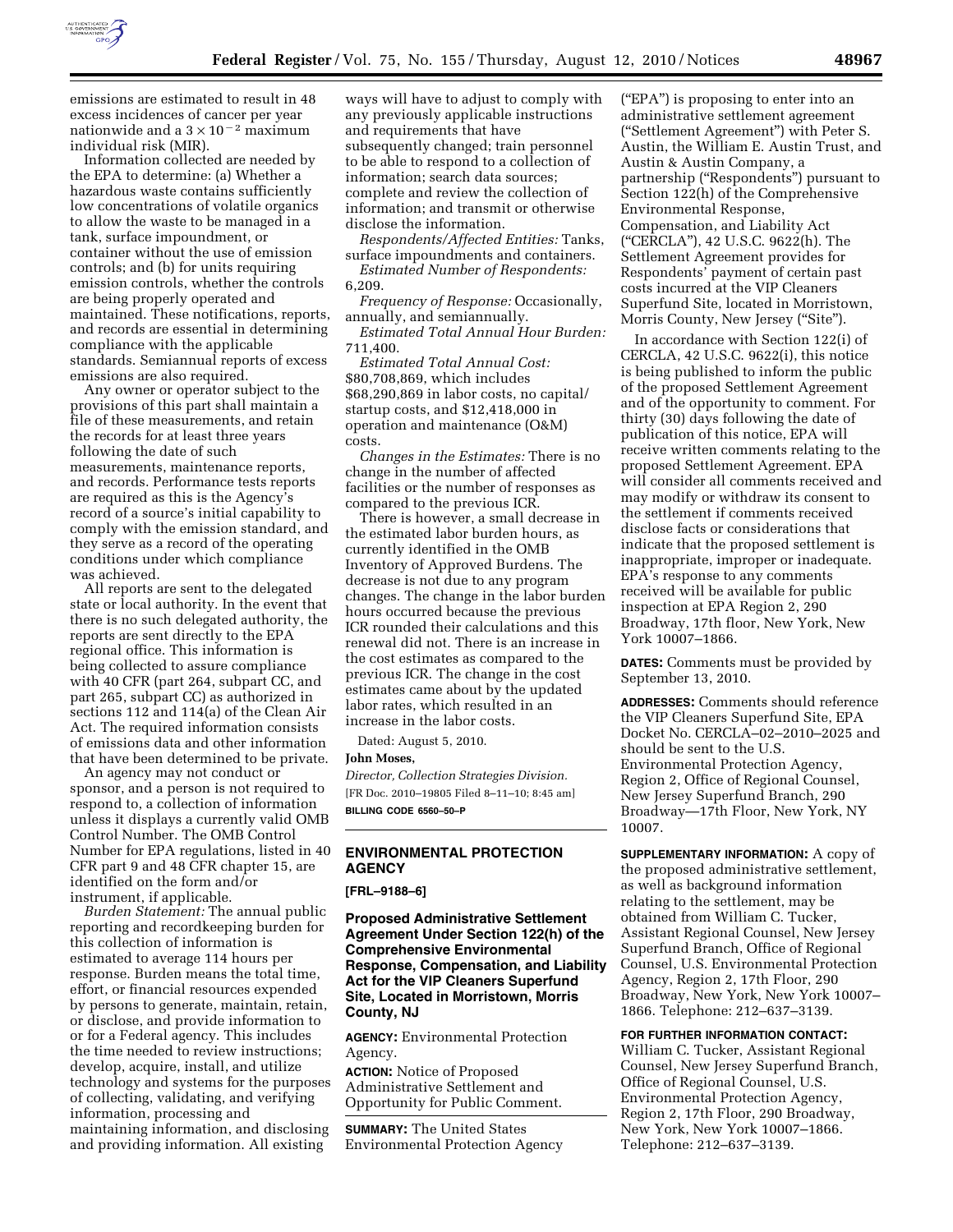emissions are estimated to result in 48 excess incidences of cancer per year nationwide and a $3 \times 10^{-2}$ maximum individual risk (MIR).

Information collected are needed by the EPA to determine: (a) Whether a hazardous waste contains sufficiently low concentrations of volatile organics to allow the waste to be managed in a tank, surface impoundment, or container without the use of emission controls; and (b) for units requiring emission controls, whether the controls are being properly operated and maintained. These notifications, reports, and records are essential in determining compliance with the applicable standards. Semiannual reports of excess emissions are also required.

Any owner or operator subject to the provisions of this part shall maintain a file of these measurements, and retain the records for at least three years following the date of such measurements, maintenance reports, and records. Performance tests reports are required as this is the Agency's record of a source's initial capability to comply with the emission standard, and they serve as a record of the operating conditions under which compliance was achieved.

All reports are sent to the delegated state or local authority. In the event that there is no such delegated authority, the reports are sent directly to the EPA regional office. This information is being collected to assure compliance with 40 CFR (part 264, subpart CC, and part 265, subpart CC) as authorized in sections 112 and 114(a) of the Clean Air Act. The required information consists of emissions data and other information that have been determined to be private.

An agency may not conduct or sponsor, and a person is not required to respond to, a collection of information unless it displays a currently valid OMB Control Number. The OMB Control Number for EPA regulations, listed in 40 CFR part 9 and 48 CFR chapter 15, are identified on the form and/or instrument, if applicable.

*Burden Statement:* The annual public reporting and recordkeeping burden for this collection of information is estimated to average 114 hours per response. Burden means the total time, effort, or financial resources expended by persons to generate, maintain, retain, or disclose, and provide information to or for a Federal agency. This includes the time needed to review instructions; develop, acquire, install, and utilize technology and systems for the purposes of collecting, validating, and verifying information, processing and maintaining information, and disclosing and providing information. All existing ways will have to adjust to comply with any previously applicable instructions and requirements that have subsequently changed; train personnel to be able to respond to a collection of information; search data sources; complete and review the collection of information; and transmit or otherwise disclose the information.

*Respondents/Affected Entities:* Tanks, surface impoundments and containers.

*Estimated Number of Respondents:* 6,209.

*Frequency of Response:* Occasionally, annually, and semiannually.

*Estimated Total Annual Hour Burden:* 711,400.

*Estimated Total Annual Cost:* $80,708,869, which includes $68,290,869 in labor costs, no capital/startup costs, and $12,418,000 in operation and maintenance (O&M) costs.

*Changes in the Estimates:* There is no change in the number of affected facilities or the number of responses as compared to the previous ICR.

There is however, a small decrease in the estimated labor burden hours, as currently identified in the OMB Inventory of Approved Burdens. The decrease is not due to any program changes. The change in the labor burden hours occurred because the previous ICR rounded their calculations and this renewal did not. There is an increase in the cost estimates as compared to the previous ICR. The change in the cost estimates came about by the updated labor rates, which resulted in an increase in the labor costs.

Dated: August 5, 2010.

**John Moses,**

*Director, Collection Strategies Division.*

[FR Doc. 2010–19805 Filed 8–11–10; 8:45 am]

**BILLING CODE 6560–50–P**

## ENVIRONMENTAL PROTECTION AGENCY

**[FRL–9188–6]**

### Proposed Administrative Settlement Agreement Under Section 122(h) of the Comprehensive Environmental Response, Compensation, and Liability Act for the VIP Cleaners Superfund Site, Located in Morristown, Morris County, NJ

**AGENCY:** Environmental Protection Agency.

**ACTION:** Notice of Proposed Administrative Settlement and Opportunity for Public Comment.

**SUMMARY:** The United States Environmental Protection Agency ("EPA") is proposing to enter into an administrative settlement agreement ("Settlement Agreement") with Peter S. Austin, the William E. Austin Trust, and Austin & Austin Company, a partnership ("Respondents") pursuant to Section 122(h) of the Comprehensive Environmental Response, Compensation, and Liability Act ("CERCLA"), 42 U.S.C. 9622(h). The Settlement Agreement provides for Respondents' payment of certain past costs incurred at the VIP Cleaners Superfund Site, located in Morristown, Morris County, New Jersey ("Site").

In accordance with Section 122(i) of CERCLA, 42 U.S.C. 9622(i), this notice is being published to inform the public of the proposed Settlement Agreement and of the opportunity to comment. For thirty (30) days following the date of publication of this notice, EPA will receive written comments relating to the proposed Settlement Agreement. EPA will consider all comments received and may modify or withdraw its consent to the settlement if comments received disclose facts or considerations that indicate that the proposed settlement is inappropriate, improper or inadequate. EPA's response to any comments received will be available for public inspection at EPA Region 2, 290 Broadway, 17th floor, New York, New York 10007–1866.

**DATES:** Comments must be provided by September 13, 2010.

**ADDRESSES:** Comments should reference the VIP Cleaners Superfund Site, EPA Docket No. CERCLA–02–2010–2025 and should be sent to the U.S. Environmental Protection Agency, Region 2, Office of Regional Counsel, New Jersey Superfund Branch, 290 Broadway—17th Floor, New York, NY 10007.

**SUPPLEMENTARY INFORMATION:** A copy of the proposed administrative settlement, as well as background information relating to the settlement, may be obtained from William C. Tucker, Assistant Regional Counsel, New Jersey Superfund Branch, Office of Regional Counsel, U.S. Environmental Protection Agency, Region 2, 17th Floor, 290 Broadway, New York, New York 10007–1866. Telephone: 212–637–3139.

**FOR FURTHER INFORMATION CONTACT:** William C. Tucker, Assistant Regional Counsel, New Jersey Superfund Branch, Office of Regional Counsel, U.S. Environmental Protection Agency, Region 2, 17th Floor, 290 Broadway, New York, New York 10007–1866. Telephone: 212–637–3139.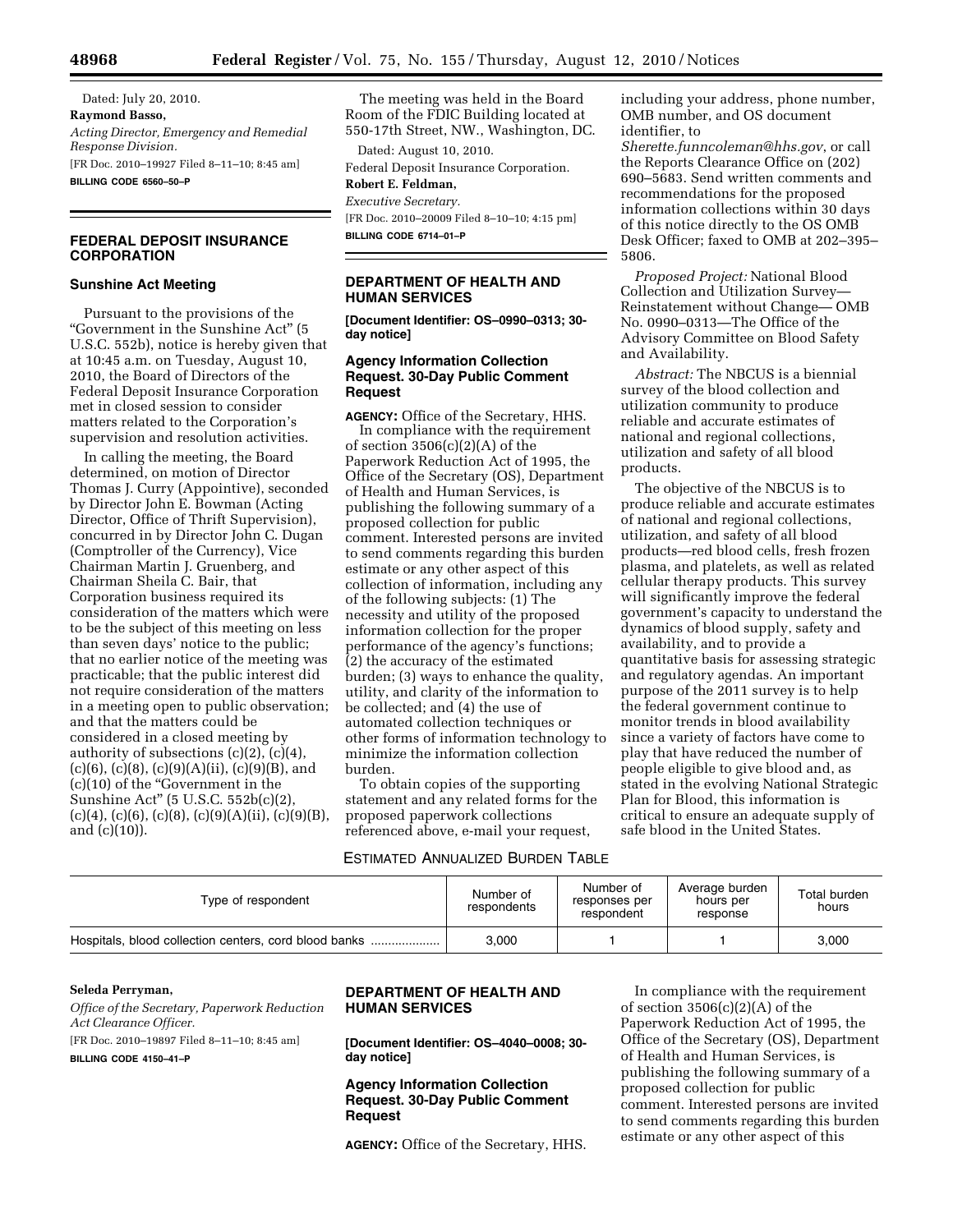Dated: July 20, 2010.

**Raymond Basso,**

*Acting Director, Emergency and Remedial Response Division.*

[FR Doc. 2010–19927 Filed 8–11–10; 8:45 am]

**BILLING CODE 6560–50–P**

## FEDERAL DEPOSIT INSURANCE CORPORATION

### Sunshine Act Meeting

Pursuant to the provisions of the "Government in the Sunshine Act" (5 U.S.C. 552b), notice is hereby given that at 10:45 a.m. on Tuesday, August 10, 2010, the Board of Directors of the Federal Deposit Insurance Corporation met in closed session to consider matters related to the Corporation's supervision and resolution activities.

In calling the meeting, the Board determined, on motion of Director Thomas J. Curry (Appointive), seconded by Director John E. Bowman (Acting Director, Office of Thrift Supervision), concurred in by Director John C. Dugan (Comptroller of the Currency), Vice Chairman Martin J. Gruenberg, and Chairman Sheila C. Bair, that Corporation business required its consideration of the matters which were to be the subject of this meeting on less than seven days' notice to the public; that no earlier notice of the meeting was practicable; that the public interest did not require consideration of the matters in a meeting open to public observation; and that the matters could be considered in a closed meeting by authority of subsections (c)(2), (c)(4), (c)(6), (c)(8), (c)(9)(A)(ii), (c)(9)(B), and (c)(10) of the "Government in the Sunshine Act" (5 U.S.C. 552b(c)(2), (c)(4), (c)(6), (c)(8), (c)(9)(A)(ii), (c)(9)(B), and (c)(10)).

The meeting was held in the Board Room of the FDIC Building located at 550-17th Street, NW., Washington, DC.

Dated: August 10, 2010.

Federal Deposit Insurance Corporation.

**Robert E. Feldman,**

*Executive Secretary.*

[FR Doc. 2010–20009 Filed 8–10–10; 4:15 pm]

**BILLING CODE 6714–01–P**

## DEPARTMENT OF HEALTH AND HUMAN SERVICES

**[Document Identifier: OS–0990–0313; 30-day notice]**

### Agency Information Collection Request. 30-Day Public Comment Request

**AGENCY:** Office of the Secretary, HHS.

In compliance with the requirement of section 3506(c)(2)(A) of the Paperwork Reduction Act of 1995, the Office of the Secretary (OS), Department of Health and Human Services, is publishing the following summary of a proposed collection for public comment. Interested persons are invited to send comments regarding this burden estimate or any other aspect of this collection of information, including any of the following subjects: (1) The necessity and utility of the proposed information collection for the proper performance of the agency's functions; (2) the accuracy of the estimated burden; (3) ways to enhance the quality, utility, and clarity of the information to be collected; and (4) the use of automated collection techniques or other forms of information technology to minimize the information collection burden.

To obtain copies of the supporting statement and any related forms for the proposed paperwork collections referenced above, e-mail your request, including your address, phone number, OMB number, and OS document identifier, to *Sherette.funncoleman@hhs.gov*, or call the Reports Clearance Office on (202) 690–5683. Send written comments and recommendations for the proposed information collections within 30 days of this notice directly to the OS OMB Desk Officer; faxed to OMB at 202–395–5806.

*Proposed Project:* National Blood Collection and Utilization Survey—Reinstatement without Change— OMB No. 0990–0313—The Office of the Advisory Committee on Blood Safety and Availability.

*Abstract:* The NBCUS is a biennial survey of the blood collection and utilization community to produce reliable and accurate estimates of national and regional collections, utilization and safety of all blood products.

The objective of the NBCUS is to produce reliable and accurate estimates of national and regional collections, utilization, and safety of all blood products—red blood cells, fresh frozen plasma, and platelets, as well as related cellular therapy products. This survey will significantly improve the federal government's capacity to understand the dynamics of blood supply, safety and availability, and to provide a quantitative basis for assessing strategic and regulatory agendas. An important purpose of the 2011 survey is to help the federal government continue to monitor trends in blood availability since a variety of factors have come to play that have reduced the number of people eligible to give blood and, as stated in the evolving National Strategic Plan for Blood, this information is critical to ensure an adequate supply of safe blood in the United States.

ESTIMATED ANNUALIZED BURDEN TABLE

| Type of respondent | Number of respondents | Number of responses per respondent | Average burden hours per response | Total burden hours |
|---|---|---|---|---|
| Hospitals, blood collection centers, cord blood banks .................... | 3,000 | 1 | 1 | 3,000 |

**Seleda Perryman,**

*Office of the Secretary, Paperwork Reduction Act Clearance Officer.*

[FR Doc. 2010–19897 Filed 8–11–10; 8:45 am]

**BILLING CODE 4150–41–P**

## DEPARTMENT OF HEALTH AND HUMAN SERVICES

**[Document Identifier: OS–4040–0008; 30-day notice]**

### Agency Information Collection Request. 30-Day Public Comment Request

**AGENCY:** Office of the Secretary, HHS.

In compliance with the requirement of section 3506(c)(2)(A) of the Paperwork Reduction Act of 1995, the Office of the Secretary (OS), Department of Health and Human Services, is publishing the following summary of a proposed collection for public comment. Interested persons are invited to send comments regarding this burden estimate or any other aspect of this